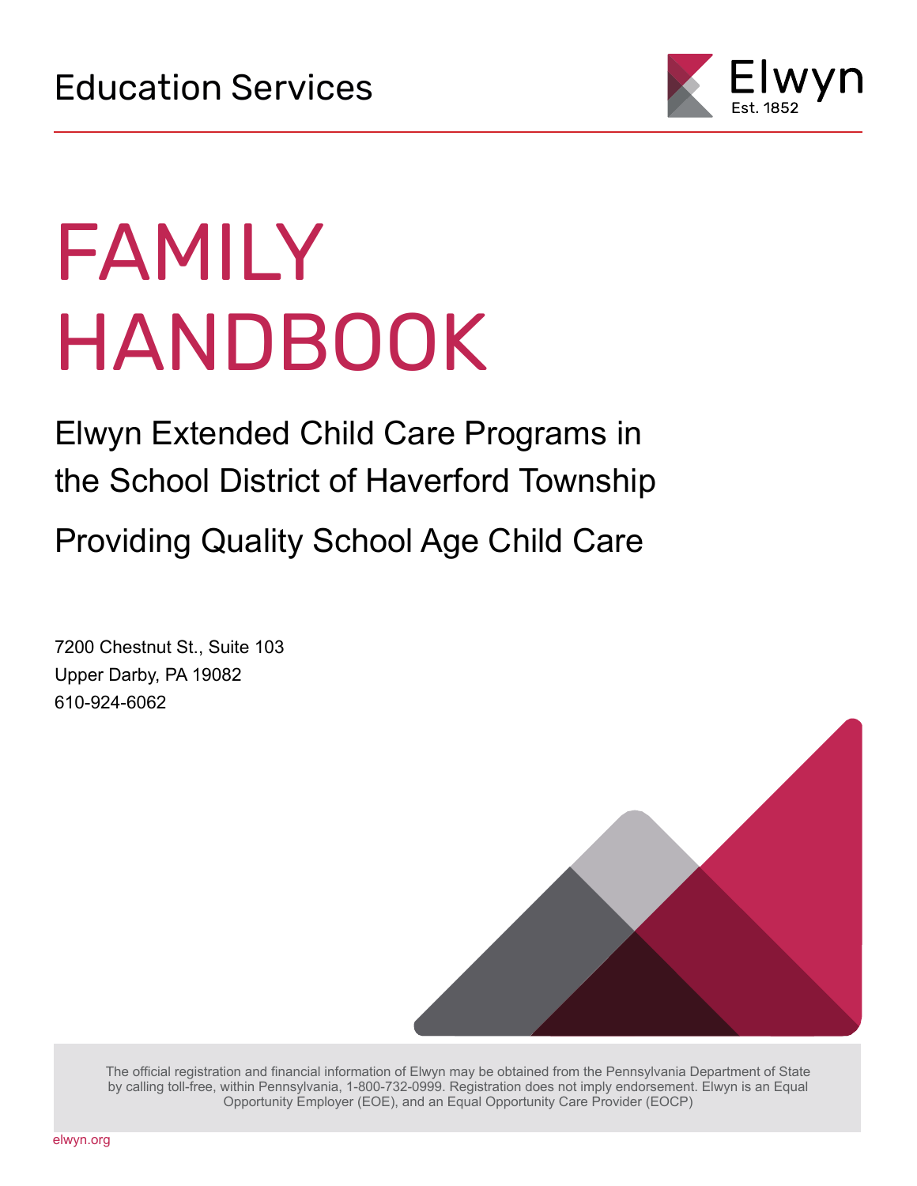Education Services

Elwyn
Est. 1852

# FAMILY HANDBOOK

## Elwyn Extended Child Care Programs in the School District of Haverford Township

## Providing Quality School Age Child Care

7200 Chestnut St., Suite 103
Upper Darby, PA 19082
610-924-6062

The official registration and financial information of Elwyn may be obtained from the Pennsylvania Department of State by calling toll-free, within Pennsylvania, 1-800-732-0999. Registration does not imply endorsement. Elwyn is an Equal Opportunity Employer (EOE), and an Equal Opportunity Care Provider (EOCP)

elwyn.org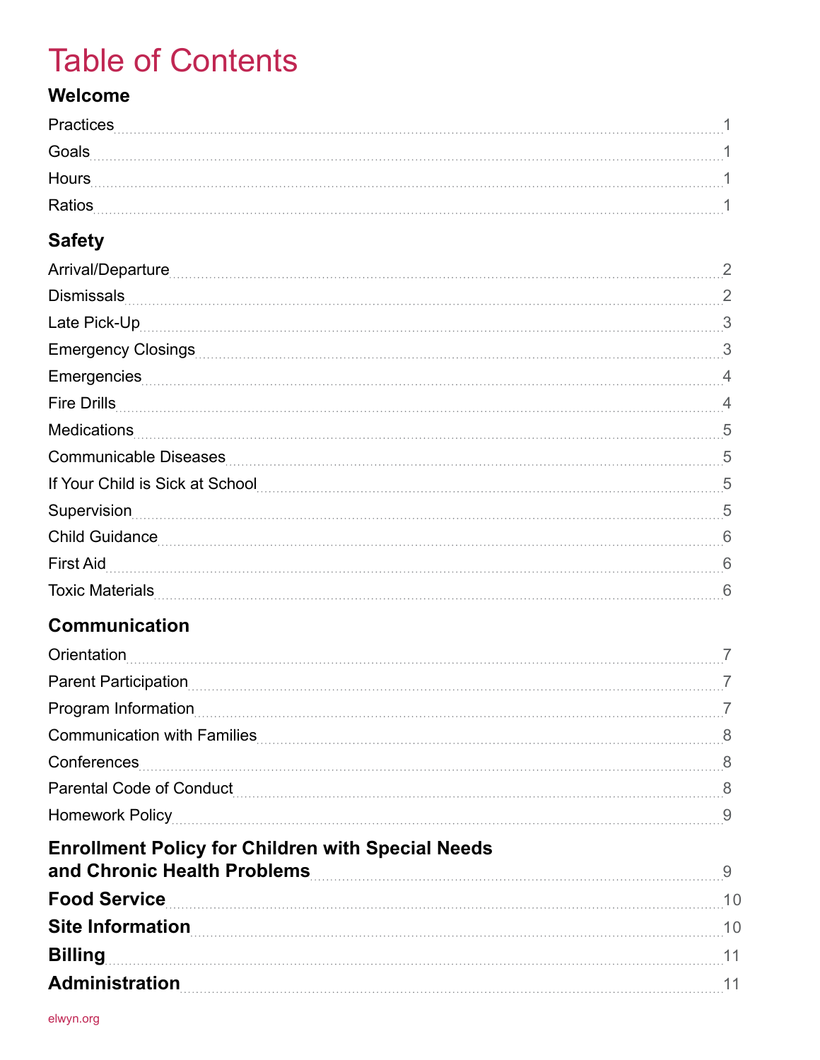# Table of Contents

## Welcome

| | |
|---|---|
| Practices | 1 |
| Goals | 1 |
| Hours | 1 |
| Ratios | 1 |

## Safety

| | |
|---|---|
| Arrival/Departure | 2 |
| Dismissals | 2 |
| Late Pick-Up | 3 |
| Emergency Closings | 3 |
| Emergencies | 4 |
| Fire Drills | 4 |
| Medications | 5 |
| Communicable Diseases | 5 |
| If Your Child is Sick at School | 5 |
| Supervision | 5 |
| Child Guidance | 6 |
| First Aid | 6 |
| Toxic Materials | 6 |

## Communication

| | |
|---|---|
| Orientation | 7 |
| Parent Participation | 7 |
| Program Information | 7 |
| Communication with Families | 8 |
| Conferences | 8 |
| Parental Code of Conduct | 8 |
| Homework Policy | 9 |

| | |
|---|---|
| **Enrollment Policy for Children with Special Needs and Chronic Health Problems** | 9 |
| **Food Service** | 10 |
| **Site Information** | 10 |
| **Billing** | 11 |
| **Administration** | 11 |

elwyn.org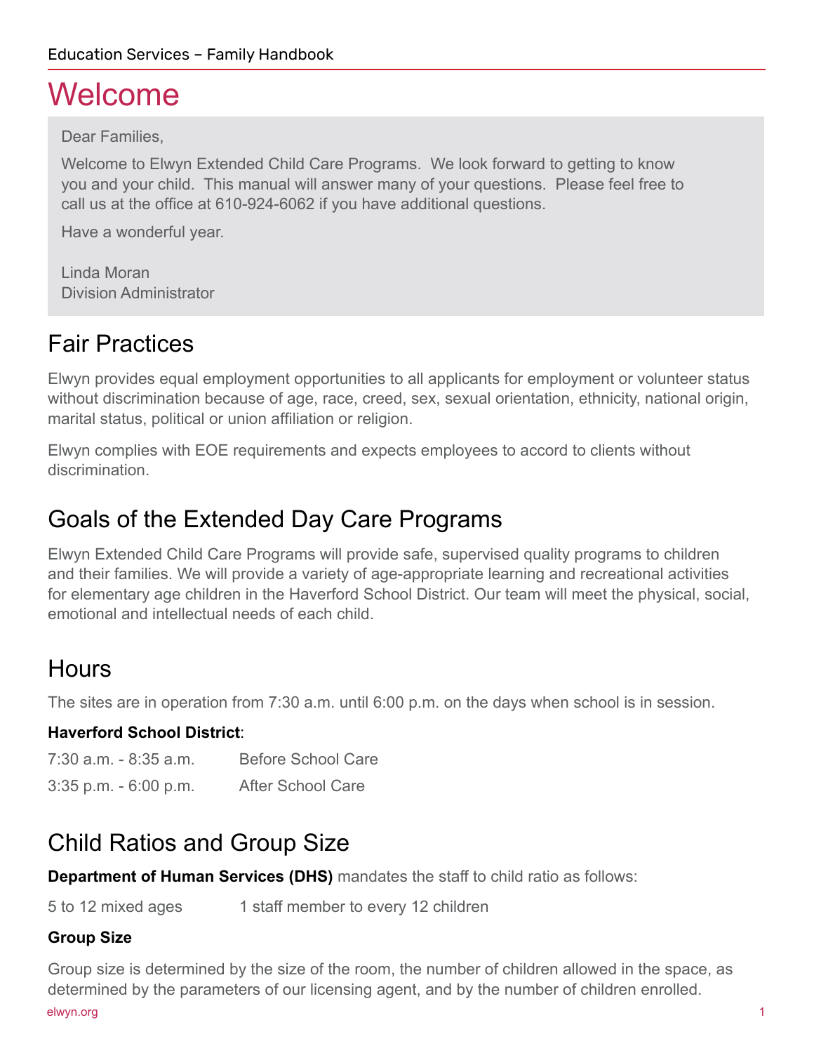# Welcome

Dear Families,

Welcome to Elwyn Extended Child Care Programs. We look forward to getting to know you and your child. This manual will answer many of your questions. Please feel free to call us at the office at 610-924-6062 if you have additional questions.

Have a wonderful year.

Linda Moran
Division Administrator

## Fair Practices

Elwyn provides equal employment opportunities to all applicants for employment or volunteer status without discrimination because of age, race, creed, sex, sexual orientation, ethnicity, national origin, marital status, political or union affiliation or religion.

Elwyn complies with EOE requirements and expects employees to accord to clients without discrimination.

## Goals of the Extended Day Care Programs

Elwyn Extended Child Care Programs will provide safe, supervised quality programs to children and their families. We will provide a variety of age-appropriate learning and recreational activities for elementary age children in the Haverford School District. Our team will meet the physical, social, emotional and intellectual needs of each child.

## Hours

The sites are in operation from 7:30 a.m. until 6:00 p.m. on the days when school is in session.

**Haverford School District**:

| | |
|---|---|
| 7:30 a.m. - 8:35 a.m. | Before School Care |
| 3:35 p.m. - 6:00 p.m. | After School Care |

## Child Ratios and Group Size

**Department of Human Services (DHS)** mandates the staff to child ratio as follows:

| | |
|---|---|
| 5 to 12 mixed ages | 1 staff member to every 12 children |

### Group Size

Group size is determined by the size of the room, the number of children allowed in the space, as determined by the parameters of our licensing agent, and by the number of children enrolled.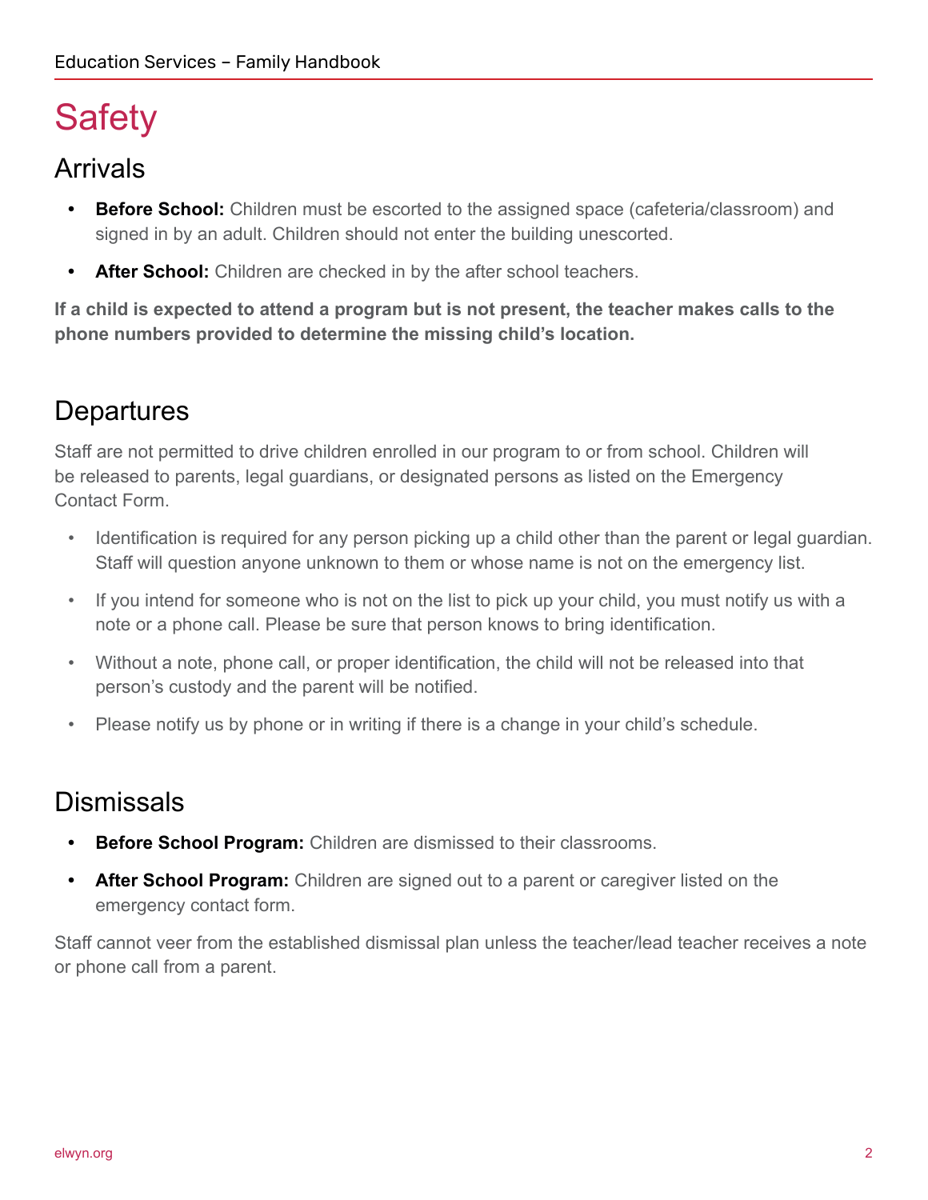# Safety

## Arrivals

- **Before School:** Children must be escorted to the assigned space (cafeteria/classroom) and signed in by an adult. Children should not enter the building unescorted.
- **After School:** Children are checked in by the after school teachers.

**If a child is expected to attend a program but is not present, the teacher makes calls to the phone numbers provided to determine the missing child's location.**

## Departures

Staff are not permitted to drive children enrolled in our program to or from school. Children will be released to parents, legal guardians, or designated persons as listed on the Emergency Contact Form.

- Identification is required for any person picking up a child other than the parent or legal guardian. Staff will question anyone unknown to them or whose name is not on the emergency list.
- If you intend for someone who is not on the list to pick up your child, you must notify us with a note or a phone call. Please be sure that person knows to bring identification.
- Without a note, phone call, or proper identification, the child will not be released into that person's custody and the parent will be notified.
- Please notify us by phone or in writing if there is a change in your child's schedule.

## Dismissals

- **Before School Program:** Children are dismissed to their classrooms.
- **After School Program:** Children are signed out to a parent or caregiver listed on the emergency contact form.

Staff cannot veer from the established dismissal plan unless the teacher/lead teacher receives a note or phone call from a parent.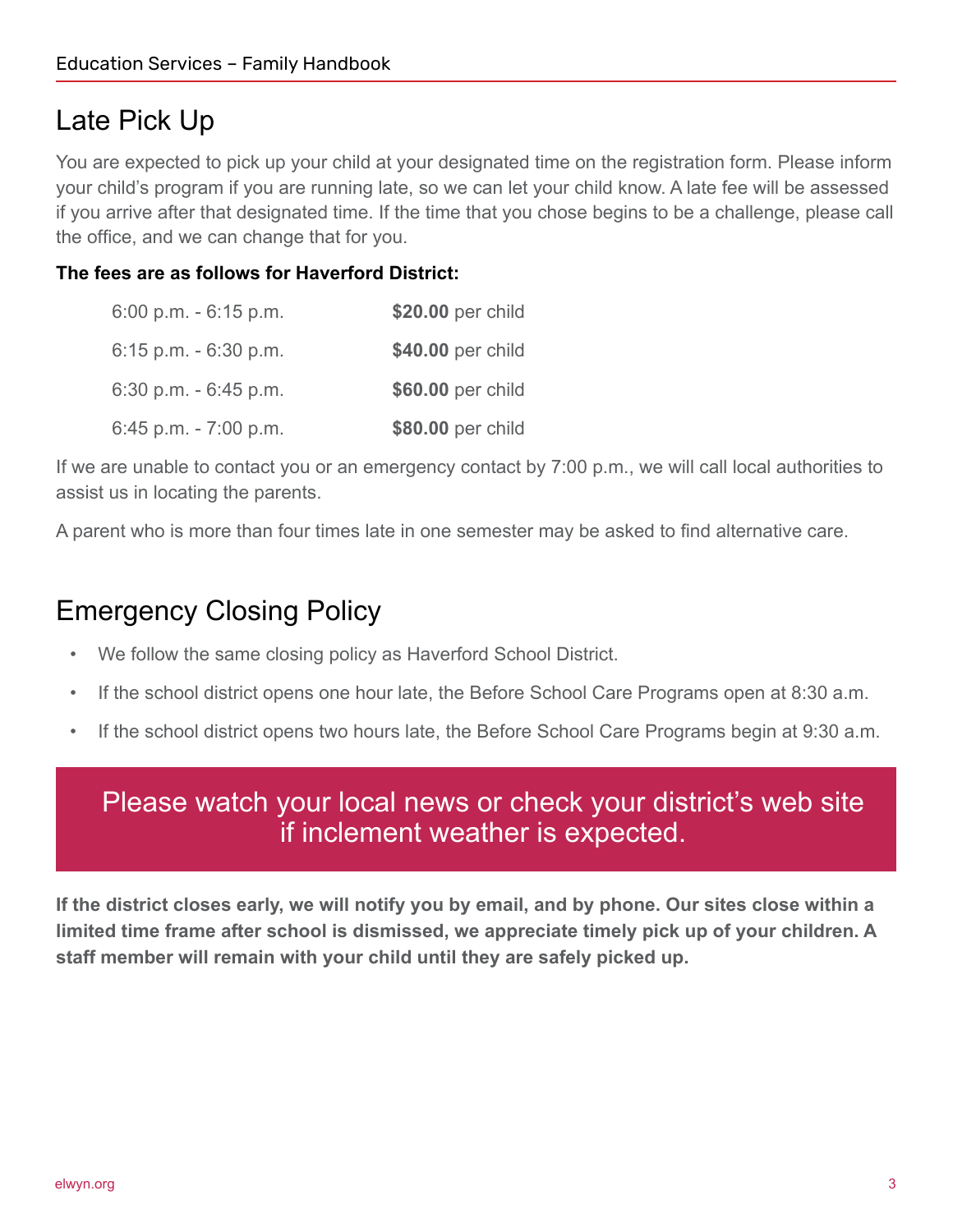## Late Pick Up

You are expected to pick up your child at your designated time on the registration form. Please inform your child's program if you are running late, so we can let your child know. A late fee will be assessed if you arrive after that designated time. If the time that you chose begins to be a challenge, please call the office, and we can change that for you.

**The fees are as follows for Haverford District:**

| Time | Fee |
|---|---|
| 6:00 p.m. - 6:15 p.m. | **$20.00** per child |
| 6:15 p.m. - 6:30 p.m. | **$40.00** per child |
| 6:30 p.m. - 6:45 p.m. | **$60.00** per child |
| 6:45 p.m. - 7:00 p.m. | **$80.00** per child |

If we are unable to contact you or an emergency contact by 7:00 p.m., we will call local authorities to assist us in locating the parents.

A parent who is more than four times late in one semester may be asked to find alternative care.

## Emergency Closing Policy

- We follow the same closing policy as Haverford School District.
- If the school district opens one hour late, the Before School Care Programs open at 8:30 a.m.
- If the school district opens two hours late, the Before School Care Programs begin at 9:30 a.m.

Please watch your local news or check your district's web site if inclement weather is expected.

**If the district closes early, we will notify you by email, and by phone. Our sites close within a limited time frame after school is dismissed, we appreciate timely pick up of your children. A staff member will remain with your child until they are safely picked up.**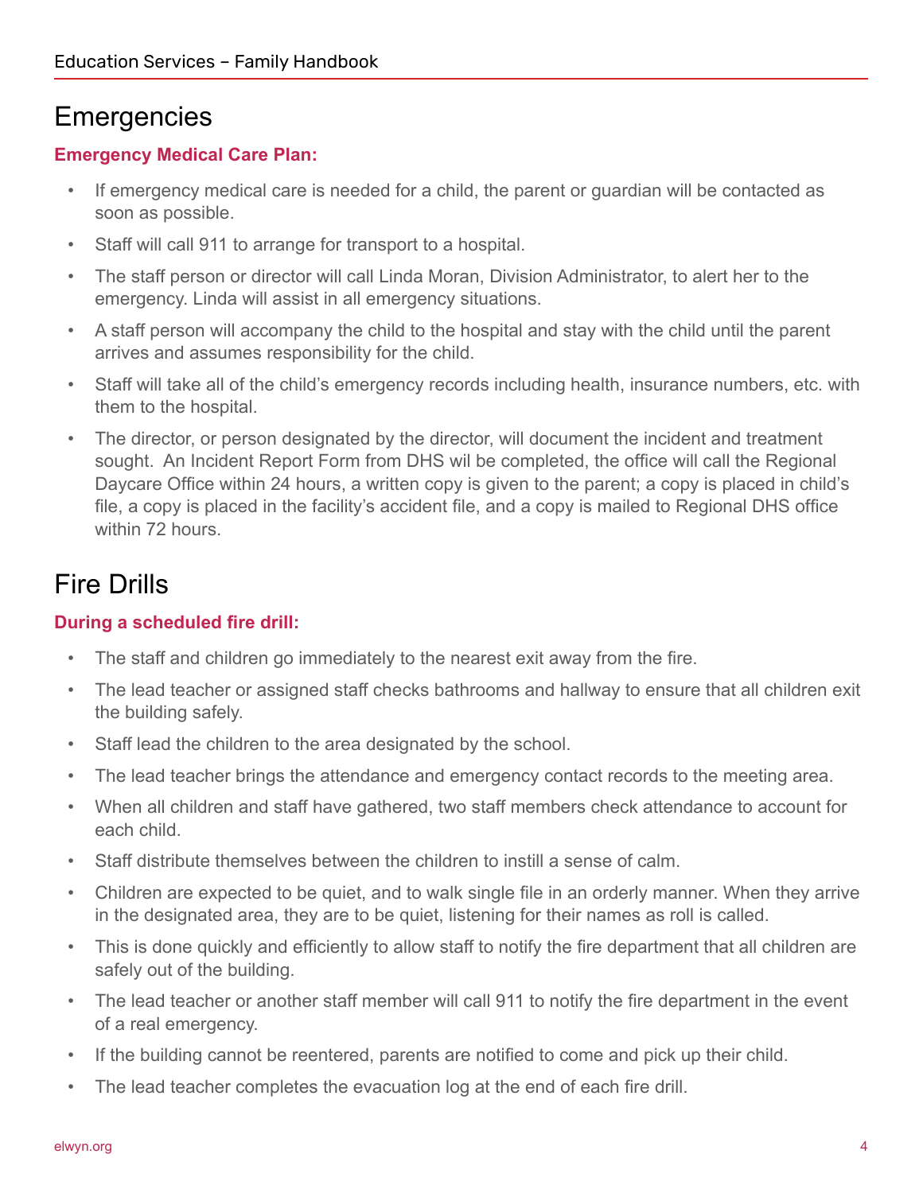# Emergencies

**Emergency Medical Care Plan:**

- If emergency medical care is needed for a child, the parent or guardian will be contacted as soon as possible.
- Staff will call 911 to arrange for transport to a hospital.
- The staff person or director will call Linda Moran, Division Administrator, to alert her to the emergency. Linda will assist in all emergency situations.
- A staff person will accompany the child to the hospital and stay with the child until the parent arrives and assumes responsibility for the child.
- Staff will take all of the child's emergency records including health, insurance numbers, etc. with them to the hospital.
- The director, or person designated by the director, will document the incident and treatment sought. An Incident Report Form from DHS wil be completed, the office will call the Regional Daycare Office within 24 hours, a written copy is given to the parent; a copy is placed in child's file, a copy is placed in the facility's accident file, and a copy is mailed to Regional DHS office within 72 hours.

# Fire Drills

**During a scheduled fire drill:**

- The staff and children go immediately to the nearest exit away from the fire.
- The lead teacher or assigned staff checks bathrooms and hallway to ensure that all children exit the building safely.
- Staff lead the children to the area designated by the school.
- The lead teacher brings the attendance and emergency contact records to the meeting area.
- When all children and staff have gathered, two staff members check attendance to account for each child.
- Staff distribute themselves between the children to instill a sense of calm.
- Children are expected to be quiet, and to walk single file in an orderly manner. When they arrive in the designated area, they are to be quiet, listening for their names as roll is called.
- This is done quickly and efficiently to allow staff to notify the fire department that all children are safely out of the building.
- The lead teacher or another staff member will call 911 to notify the fire department in the event of a real emergency.
- If the building cannot be reentered, parents are notified to come and pick up their child.
- The lead teacher completes the evacuation log at the end of each fire drill.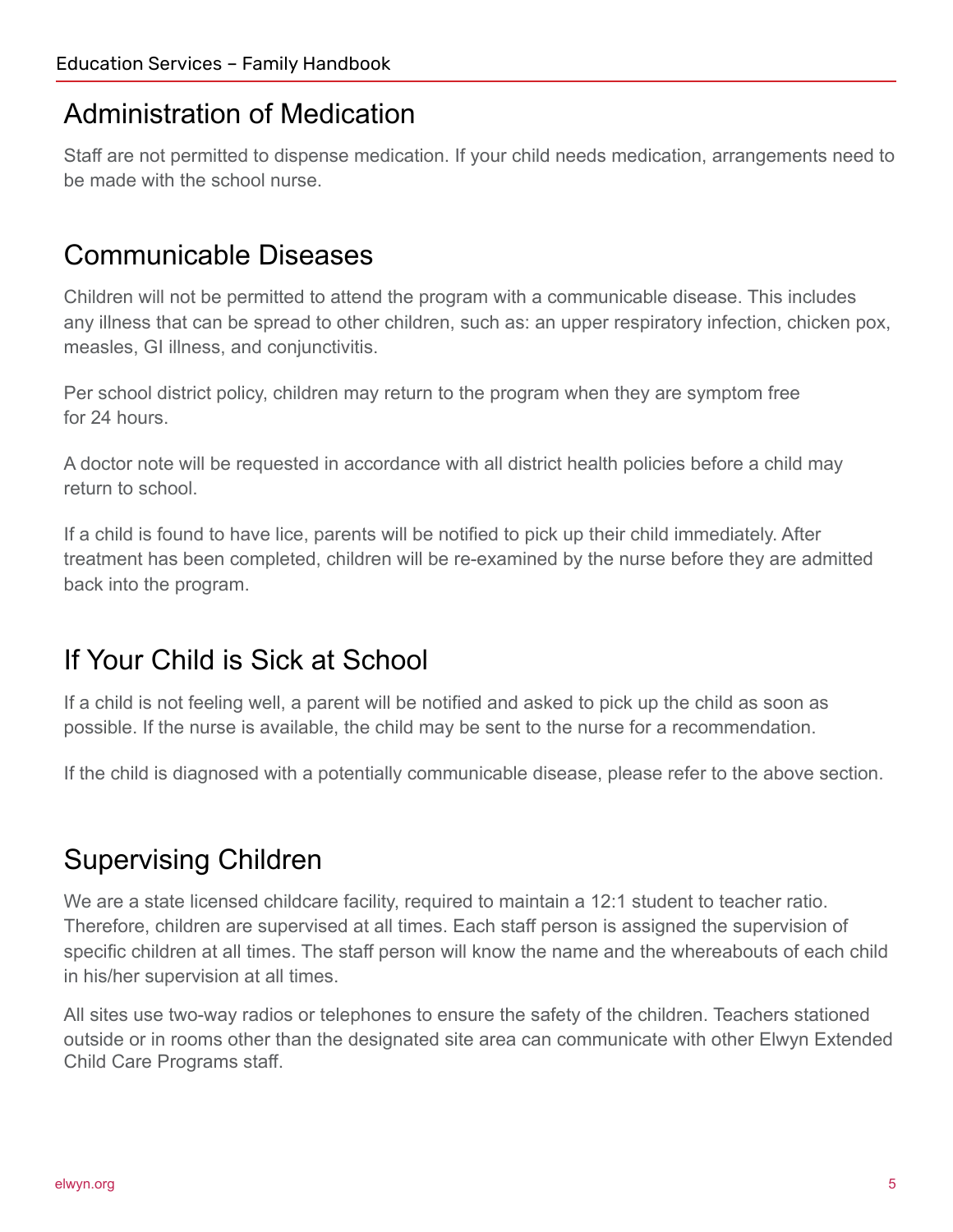## Administration of Medication

Staff are not permitted to dispense medication. If your child needs medication, arrangements need to be made with the school nurse.

## Communicable Diseases

Children will not be permitted to attend the program with a communicable disease. This includes any illness that can be spread to other children, such as: an upper respiratory infection, chicken pox, measles, GI illness, and conjunctivitis.

Per school district policy, children may return to the program when they are symptom free for 24 hours.

A doctor note will be requested in accordance with all district health policies before a child may return to school.

If a child is found to have lice, parents will be notified to pick up their child immediately. After treatment has been completed, children will be re-examined by the nurse before they are admitted back into the program.

## If Your Child is Sick at School

If a child is not feeling well, a parent will be notified and asked to pick up the child as soon as possible. If the nurse is available, the child may be sent to the nurse for a recommendation.

If the child is diagnosed with a potentially communicable disease, please refer to the above section.

## Supervising Children

We are a state licensed childcare facility, required to maintain a 12:1 student to teacher ratio. Therefore, children are supervised at all times. Each staff person is assigned the supervision of specific children at all times. The staff person will know the name and the whereabouts of each child in his/her supervision at all times.

All sites use two-way radios or telephones to ensure the safety of the children. Teachers stationed outside or in rooms other than the designated site area can communicate with other Elwyn Extended Child Care Programs staff.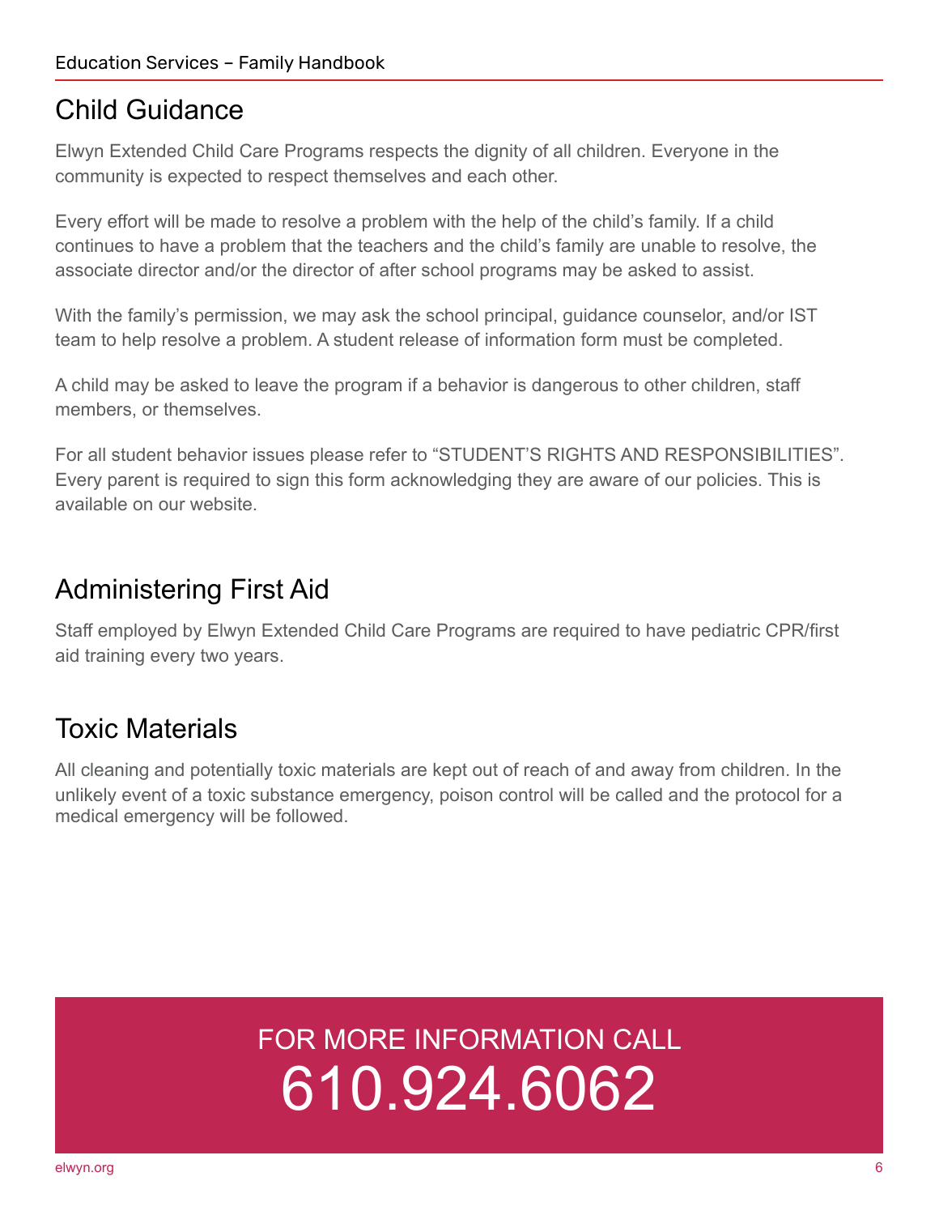## Child Guidance

Elwyn Extended Child Care Programs respects the dignity of all children. Everyone in the community is expected to respect themselves and each other.

Every effort will be made to resolve a problem with the help of the child's family. If a child continues to have a problem that the teachers and the child's family are unable to resolve, the associate director and/or the director of after school programs may be asked to assist.

With the family's permission, we may ask the school principal, guidance counselor, and/or IST team to help resolve a problem. A student release of information form must be completed.

A child may be asked to leave the program if a behavior is dangerous to other children, staff members, or themselves.

For all student behavior issues please refer to "STUDENT'S RIGHTS AND RESPONSIBILITIES". Every parent is required to sign this form acknowledging they are aware of our policies. This is available on our website.

## Administering First Aid

Staff employed by Elwyn Extended Child Care Programs are required to have pediatric CPR/first aid training every two years.

## Toxic Materials

All cleaning and potentially toxic materials are kept out of reach of and away from children. In the unlikely event of a toxic substance emergency, poison control will be called and the protocol for a medical emergency will be followed.

FOR MORE INFORMATION CALL

610.924.6062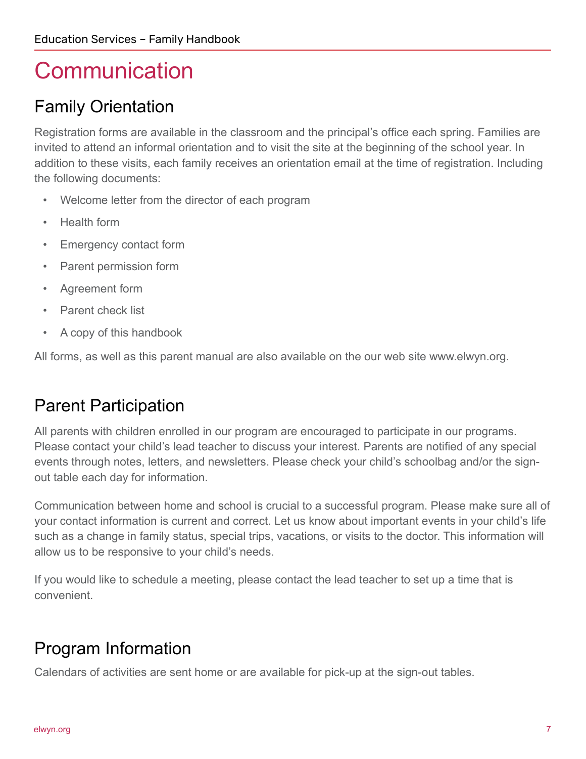# Communication

## Family Orientation

Registration forms are available in the classroom and the principal's office each spring. Families are invited to attend an informal orientation and to visit the site at the beginning of the school year. In addition to these visits, each family receives an orientation email at the time of registration. Including the following documents:

- Welcome letter from the director of each program
- Health form
- Emergency contact form
- Parent permission form
- Agreement form
- Parent check list
- A copy of this handbook

All forms, as well as this parent manual are also available on the our web site www.elwyn.org.

## Parent Participation

All parents with children enrolled in our program are encouraged to participate in our programs. Please contact your child's lead teacher to discuss your interest. Parents are notified of any special events through notes, letters, and newsletters. Please check your child's schoolbag and/or the sign-out table each day for information.

Communication between home and school is crucial to a successful program. Please make sure all of your contact information is current and correct. Let us know about important events in your child's life such as a change in family status, special trips, vacations, or visits to the doctor. This information will allow us to be responsive to your child's needs.

If you would like to schedule a meeting, please contact the lead teacher to set up a time that is convenient.

## Program Information

Calendars of activities are sent home or are available for pick-up at the sign-out tables.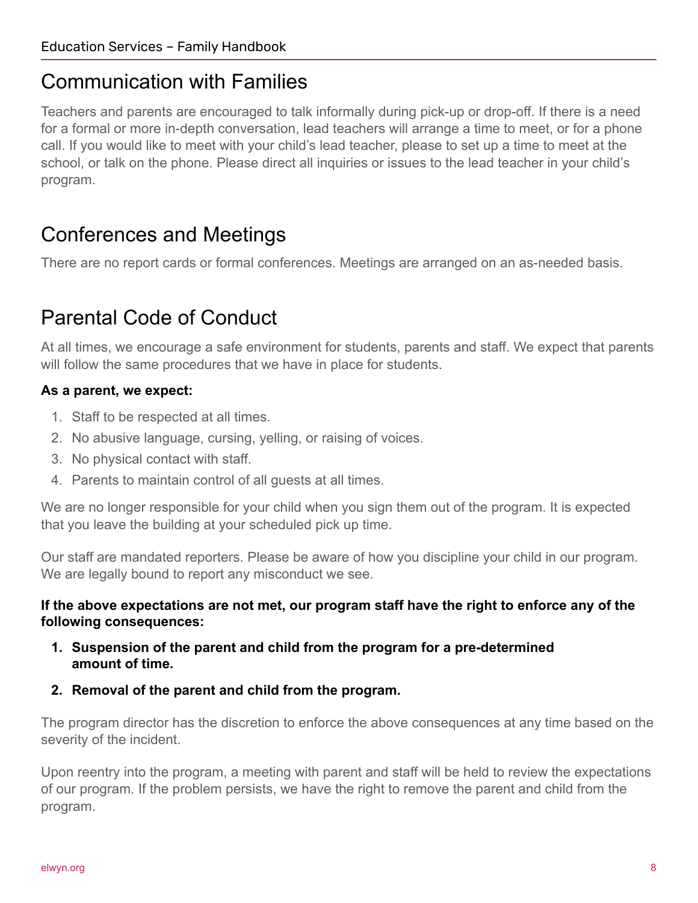## Communication with Families

Teachers and parents are encouraged to talk informally during pick-up or drop-off. If there is a need for a formal or more in-depth conversation, lead teachers will arrange a time to meet, or for a phone call. If you would like to meet with your child's lead teacher, please to set up a time to meet at the school, or talk on the phone. Please direct all inquiries or issues to the lead teacher in your child's program.

## Conferences and Meetings

There are no report cards or formal conferences. Meetings are arranged on an as-needed basis.

## Parental Code of Conduct

At all times, we encourage a safe environment for students, parents and staff. We expect that parents will follow the same procedures that we have in place for students.

**As a parent, we expect:**

1. Staff to be respected at all times.
2. No abusive language, cursing, yelling, or raising of voices.
3. No physical contact with staff.
4. Parents to maintain control of all guests at all times.

We are no longer responsible for your child when you sign them out of the program. It is expected that you leave the building at your scheduled pick up time.

Our staff are mandated reporters. Please be aware of how you discipline your child in our program. We are legally bound to report any misconduct we see.

**If the above expectations are not met, our program staff have the right to enforce any of the following consequences:**

1. **Suspension of the parent and child from the program for a pre-determined amount of time.**
2. **Removal of the parent and child from the program.**

The program director has the discretion to enforce the above consequences at any time based on the severity of the incident.

Upon reentry into the program, a meeting with parent and staff will be held to review the expectations of our program. If the problem persists, we have the right to remove the parent and child from the program.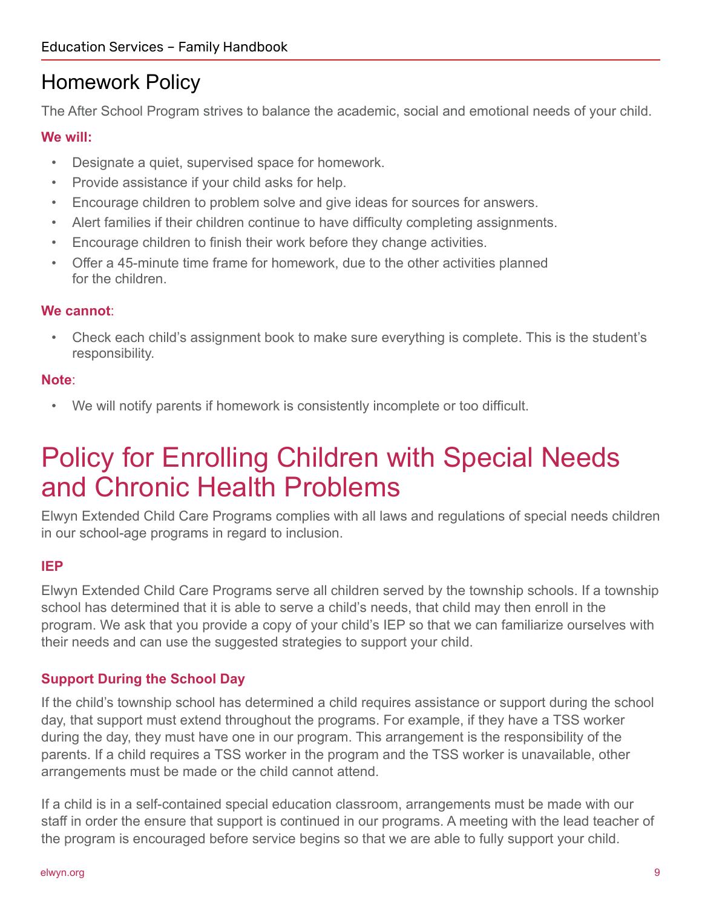## Homework Policy

The After School Program strives to balance the academic, social and emotional needs of your child.

**We will:**

- Designate a quiet, supervised space for homework.
- Provide assistance if your child asks for help.
- Encourage children to problem solve and give ideas for sources for answers.
- Alert families if their children continue to have difficulty completing assignments.
- Encourage children to finish their work before they change activities.
- Offer a 45-minute time frame for homework, due to the other activities planned for the children.

**We cannot**:

- Check each child's assignment book to make sure everything is complete. This is the student's responsibility.

**Note**:

- We will notify parents if homework is consistently incomplete or too difficult.

# Policy for Enrolling Children with Special Needs and Chronic Health Problems

Elwyn Extended Child Care Programs complies with all laws and regulations of special needs children in our school-age programs in regard to inclusion.

### IEP

Elwyn Extended Child Care Programs serve all children served by the township schools. If a township school has determined that it is able to serve a child's needs, that child may then enroll in the program. We ask that you provide a copy of your child's IEP so that we can familiarize ourselves with their needs and can use the suggested strategies to support your child.

### Support During the School Day

If the child's township school has determined a child requires assistance or support during the school day, that support must extend throughout the programs. For example, if they have a TSS worker during the day, they must have one in our program. This arrangement is the responsibility of the parents. If a child requires a TSS worker in the program and the TSS worker is unavailable, other arrangements must be made or the child cannot attend.

If a child is in a self-contained special education classroom, arrangements must be made with our staff in order the ensure that support is continued in our programs. A meeting with the lead teacher of the program is encouraged before service begins so that we are able to fully support your child.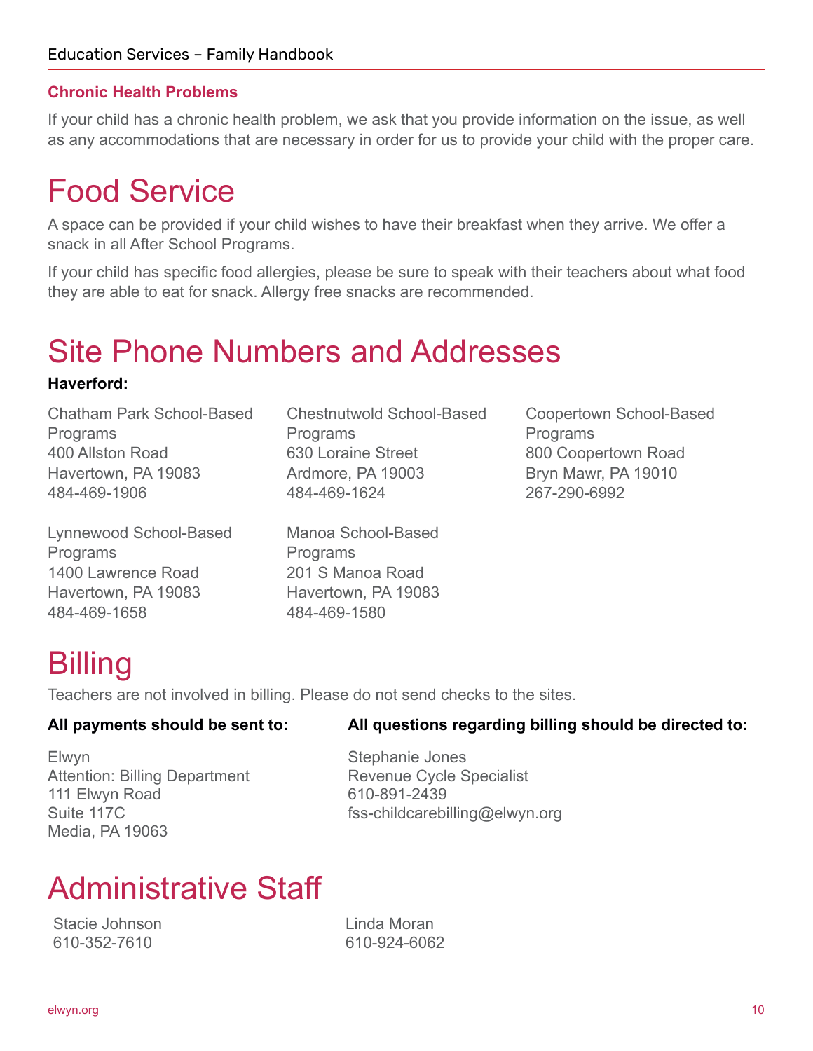### Chronic Health Problems

If your child has a chronic health problem, we ask that you provide information on the issue, as well as any accommodations that are necessary in order for us to provide your child with the proper care.

# Food Service

A space can be provided if your child wishes to have their breakfast when they arrive. We offer a snack in all After School Programs.

If your child has specific food allergies, please be sure to speak with their teachers about what food they are able to eat for snack. Allergy free snacks are recommended.

# Site Phone Numbers and Addresses

**Haverford:**

Chatham Park School-Based Programs
400 Allston Road
Havertown, PA 19083
484-469-1906

Chestnutwold School-Based Programs
630 Loraine Street
Ardmore, PA 19003
484-469-1624

Coopertown School-Based Programs
800 Coopertown Road
Bryn Mawr, PA 19010
267-290-6992

Lynnewood School-Based Programs
1400 Lawrence Road
Havertown, PA 19083
484-469-1658

Manoa School-Based Programs
201 S Manoa Road
Havertown, PA 19083
484-469-1580

# Billing

Teachers are not involved in billing. Please do not send checks to the sites.

**All payments should be sent to:**

Elwyn
Attention: Billing Department
111 Elwyn Road
Suite 117C
Media, PA 19063

**All questions regarding billing should be directed to:**

Stephanie Jones
Revenue Cycle Specialist
610-891-2439
fss-childcarebilling@elwyn.org

# Administrative Staff

Stacie Johnson
610-352-7610

Linda Moran
610-924-6062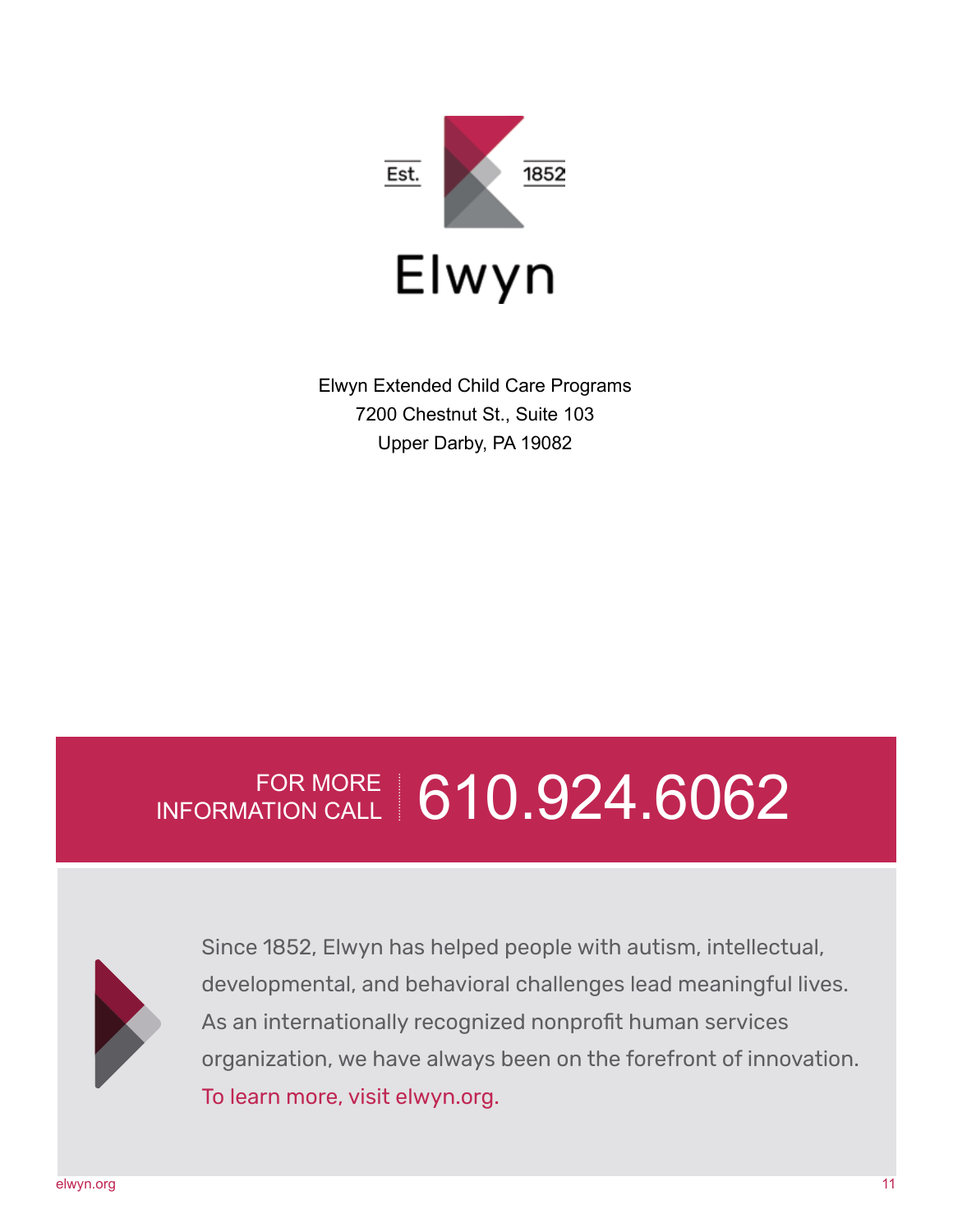Est. 1852

Elwyn

Elwyn Extended Child Care Programs
7200 Chestnut St., Suite 103
Upper Darby, PA 19082

FOR MORE INFORMATION CALL **610.924.6062**

Since 1852, Elwyn has helped people with autism, intellectual, developmental, and behavioral challenges lead meaningful lives. As an internationally recognized nonprofit human services organization, we have always been on the forefront of innovation. To learn more, visit elwyn.org.